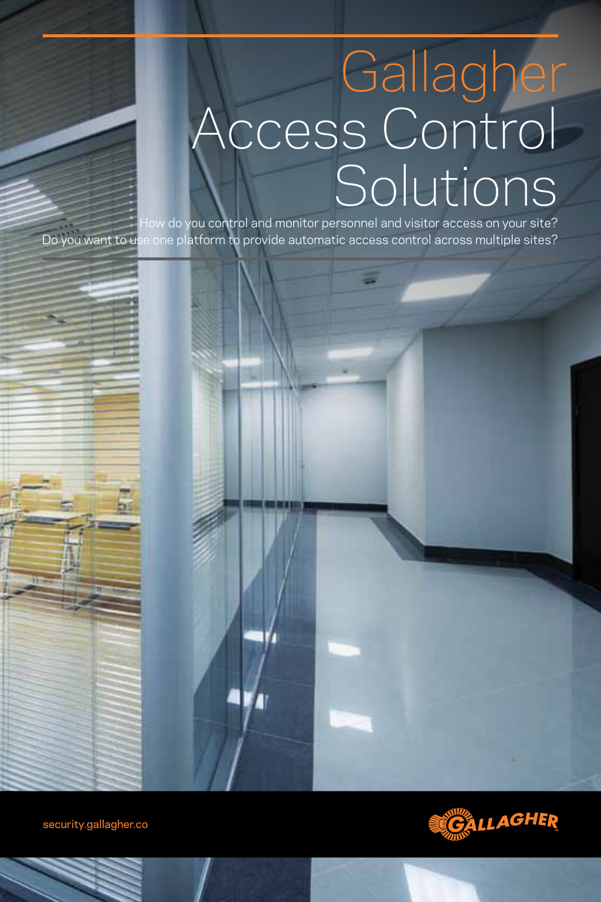# Gallagher Access Control Solutions

How do you control and monitor personnel and visitor access on your site?
Do you want to use one platform to provide automatic access control across multiple sites?

security.gallagher.co

GALLAGHER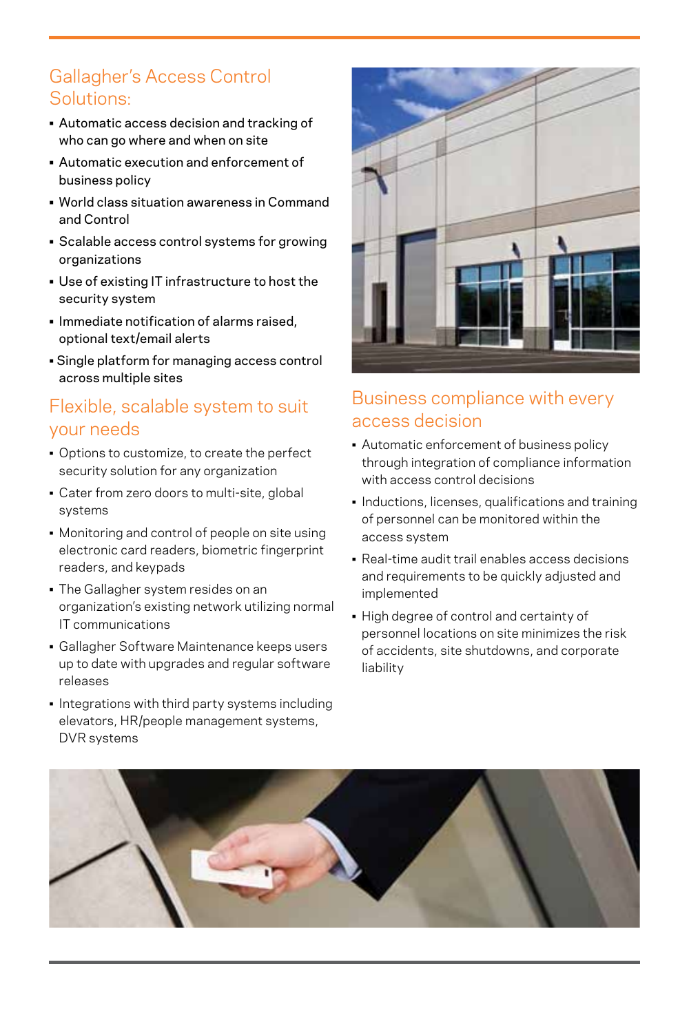## Gallagher's Access Control Solutions:

- Automatic access decision and tracking of who can go where and when on site
- Automatic execution and enforcement of business policy
- World class situation awareness in Command and Control
- Scalable access control systems for growing organizations
- Use of existing IT infrastructure to host the security system
- Immediate notification of alarms raised, optional text/email alerts
- Single platform for managing access control across multiple sites

## Flexible, scalable system to suit your needs

- Options to customize, to create the perfect security solution for any organization
- Cater from zero doors to multi-site, global systems
- Monitoring and control of people on site using electronic card readers, biometric fingerprint readers, and keypads
- The Gallagher system resides on an organization's existing network utilizing normal IT communications
- Gallagher Software Maintenance keeps users up to date with upgrades and regular software releases
- Integrations with third party systems including elevators, HR/people management systems, DVR systems

## Business compliance with every access decision

- Automatic enforcement of business policy through integration of compliance information with access control decisions
- Inductions, licenses, qualifications and training of personnel can be monitored within the access system
- Real-time audit trail enables access decisions and requirements to be quickly adjusted and implemented
- High degree of control and certainty of personnel locations on site minimizes the risk of accidents, site shutdowns, and corporate liability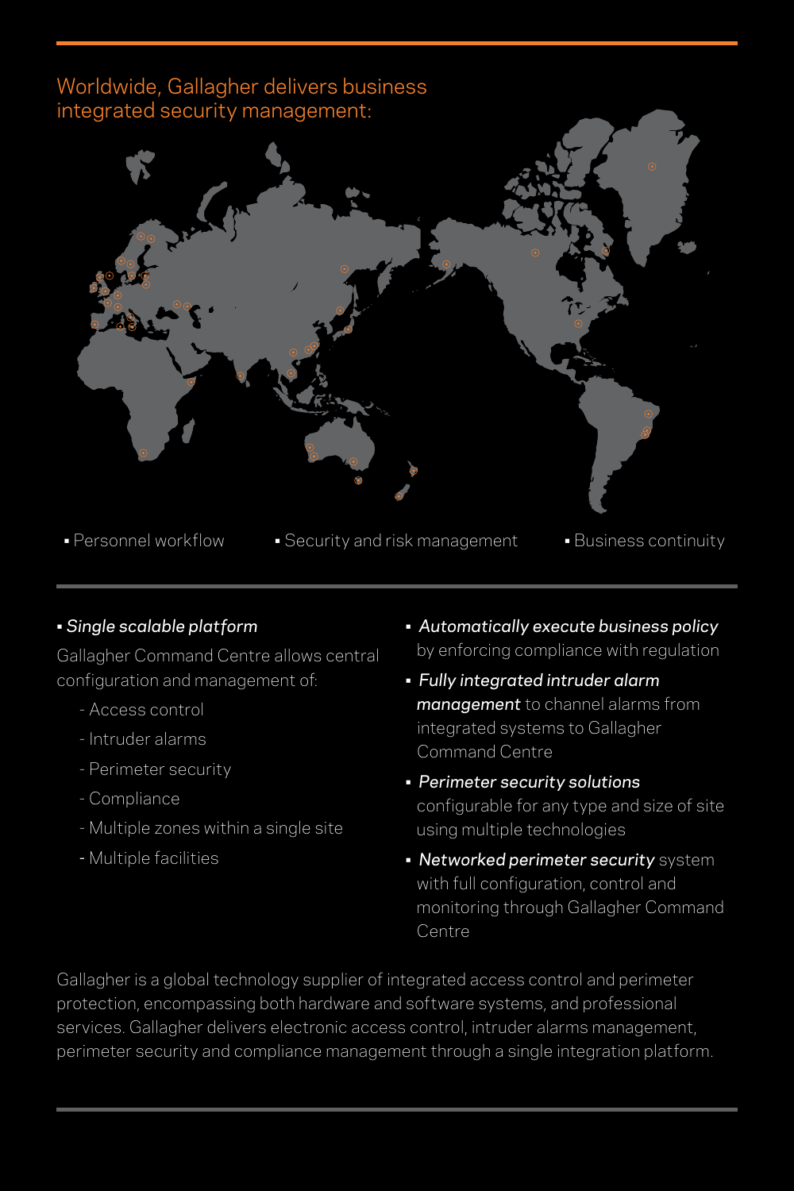## Worldwide, Gallagher delivers business integrated security management:

- Personnel workflow
- Security and risk management
- Business continuity

- ***Single scalable platform***

  Gallagher Command Centre allows central configuration and management of:

  - Access control
  - Intruder alarms
  - Perimeter security
  - Compliance
  - Multiple zones within a single site
  - Multiple facilities

- ***Automatically execute business policy*** by enforcing compliance with regulation
- ***Fully integrated intruder alarm management*** to channel alarms from integrated systems to Gallagher Command Centre
- ***Perimeter security solutions*** configurable for any type and size of site using multiple technologies
- ***Networked perimeter security*** system with full configuration, control and monitoring through Gallagher Command Centre

Gallagher is a global technology supplier of integrated access control and perimeter protection, encompassing both hardware and software systems, and professional services. Gallagher delivers electronic access control, intruder alarms management, perimeter security and compliance management through a single integration platform.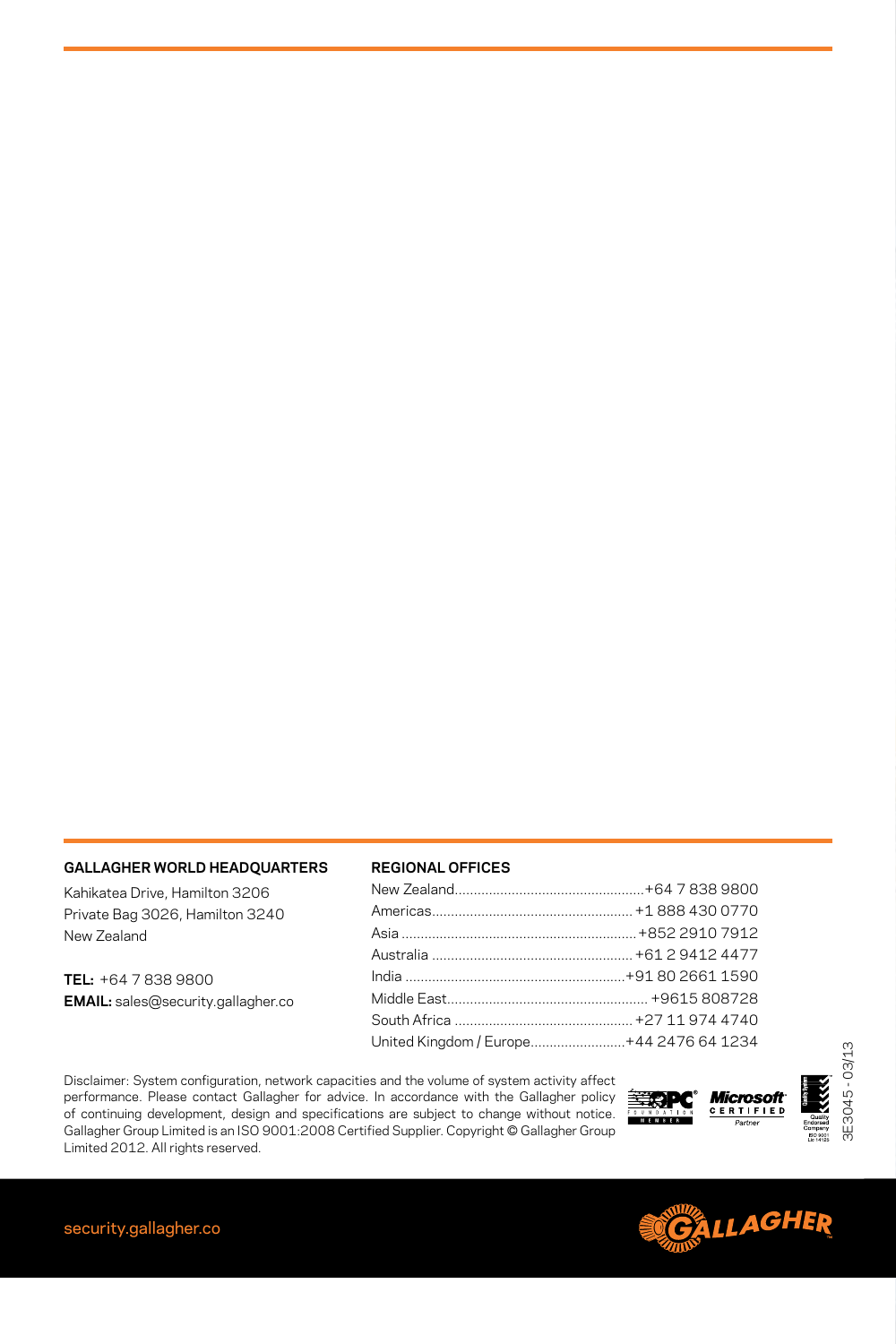## GALLAGHER WORLD HEADQUARTERS

Kahikatea Drive, Hamilton 3206
Private Bag 3026, Hamilton 3240
New Zealand

**TEL:** +64 7 838 9800
**EMAIL:** sales@security.gallagher.co

## REGIONAL OFFICES

| | |
|---|---|
| New Zealand | +64 7 838 9800 |
| Americas | +1 888 430 0770 |
| Asia | +852 2910 7912 |
| Australia | +61 2 9412 4477 |
| India | +91 80 2661 1590 |
| Middle East | +9615 808728 |
| South Africa | +27 11 974 4740 |
| United Kingdom / Europe | +44 2476 64 1234 |

Disclaimer: System configuration, network capacities and the volume of system activity affect performance. Please contact Gallagher for advice. In accordance with the Gallagher policy of continuing development, design and specifications are subject to change without notice. Gallagher Group Limited is an ISO 9001:2008 Certified Supplier. Copyright © Gallagher Group Limited 2012. All rights reserved.

3E3045 - 03/13

security.gallagher.co